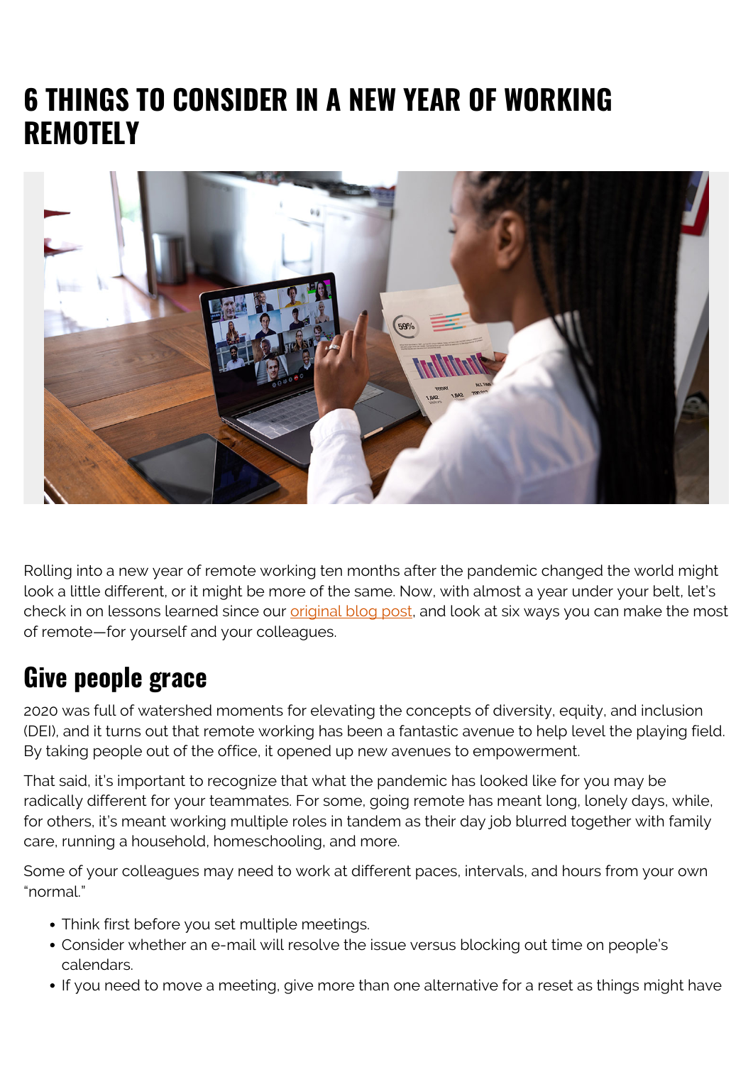# 6 THINGS TO CONSIDER IN A NEW YEAR OF WORKING REMOTELY

Rolling into a new year of remote working ten months after the pandemic changed the world might look a little different, or it might be more of the same. Now, with almost a year under your belt, let's check in on lessons learned since our original blog post, and look at six ways you can make the most of remote—for yourself and your colleagues.

## Give people grace

2020 was full of watershed moments for elevating the concepts of diversity, equity, and inclusion (DEI), and it turns out that remote working has been a fantastic avenue to help level the playing field. By taking people out of the office, it opened up new avenues to empowerment.

That said, it's important to recognize that what the pandemic has looked like for you may be radically different for your teammates. For some, going remote has meant long, lonely days, while, for others, it's meant working multiple roles in tandem as their day job blurred together with family care, running a household, homeschooling, and more.

Some of your colleagues may need to work at different paces, intervals, and hours from your own "normal."

- Think first before you set multiple meetings.
- Consider whether an e-mail will resolve the issue versus blocking out time on people's calendars.
- If you need to move a meeting, give more than one alternative for a reset as things might have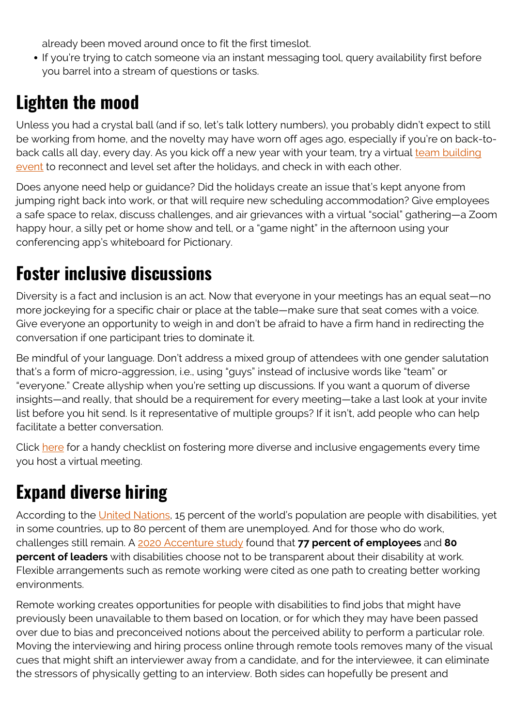already been moved around once to fit the first timeslot.

- If you're trying to catch someone via an instant messaging tool, query availability first before you barrel into a stream of questions or tasks.

## Lighten the mood

Unless you had a crystal ball (and if so, let's talk lottery numbers), you probably didn't expect to still be working from home, and the novelty may have worn off ages ago, especially if you're on back-to-back calls all day, every day. As you kick off a new year with your team, try a virtual team building event to reconnect and level set after the holidays, and check in with each other.

Does anyone need help or guidance? Did the holidays create an issue that's kept anyone from jumping right back into work, or that will require new scheduling accommodation? Give employees a safe space to relax, discuss challenges, and air grievances with a virtual "social" gathering—a Zoom happy hour, a silly pet or home show and tell, or a "game night" in the afternoon using your conferencing app's whiteboard for Pictionary.

## Foster inclusive discussions

Diversity is a fact and inclusion is an act. Now that everyone in your meetings has an equal seat—no more jockeying for a specific chair or place at the table—make sure that seat comes with a voice. Give everyone an opportunity to weigh in and don't be afraid to have a firm hand in redirecting the conversation if one participant tries to dominate it.

Be mindful of your language. Don't address a mixed group of attendees with one gender salutation that's a form of micro-aggression, i.e., using "guys" instead of inclusive words like "team" or "everyone." Create allyship when you're setting up discussions. If you want a quorum of diverse insights—and really, that should be a requirement for every meeting—take a last look at your invite list before you hit send. Is it representative of multiple groups? If it isn't, add people who can help facilitate a better conversation.

Click here for a handy checklist on fostering more diverse and inclusive engagements every time you host a virtual meeting.

## Expand diverse hiring

According to the United Nations, 15 percent of the world's population are people with disabilities, yet in some countries, up to 80 percent of them are unemployed. And for those who do work, challenges still remain. A 2020 Accenture study found that **77 percent of employees** and **80 percent of leaders** with disabilities choose not to be transparent about their disability at work. Flexible arrangements such as remote working were cited as one path to creating better working environments.

Remote working creates opportunities for people with disabilities to find jobs that might have previously been unavailable to them based on location, or for which they may have been passed over due to bias and preconceived notions about the perceived ability to perform a particular role. Moving the interviewing and hiring process online through remote tools removes many of the visual cues that might shift an interviewer away from a candidate, and for the interviewee, it can eliminate the stressors of physically getting to an interview. Both sides can hopefully be present and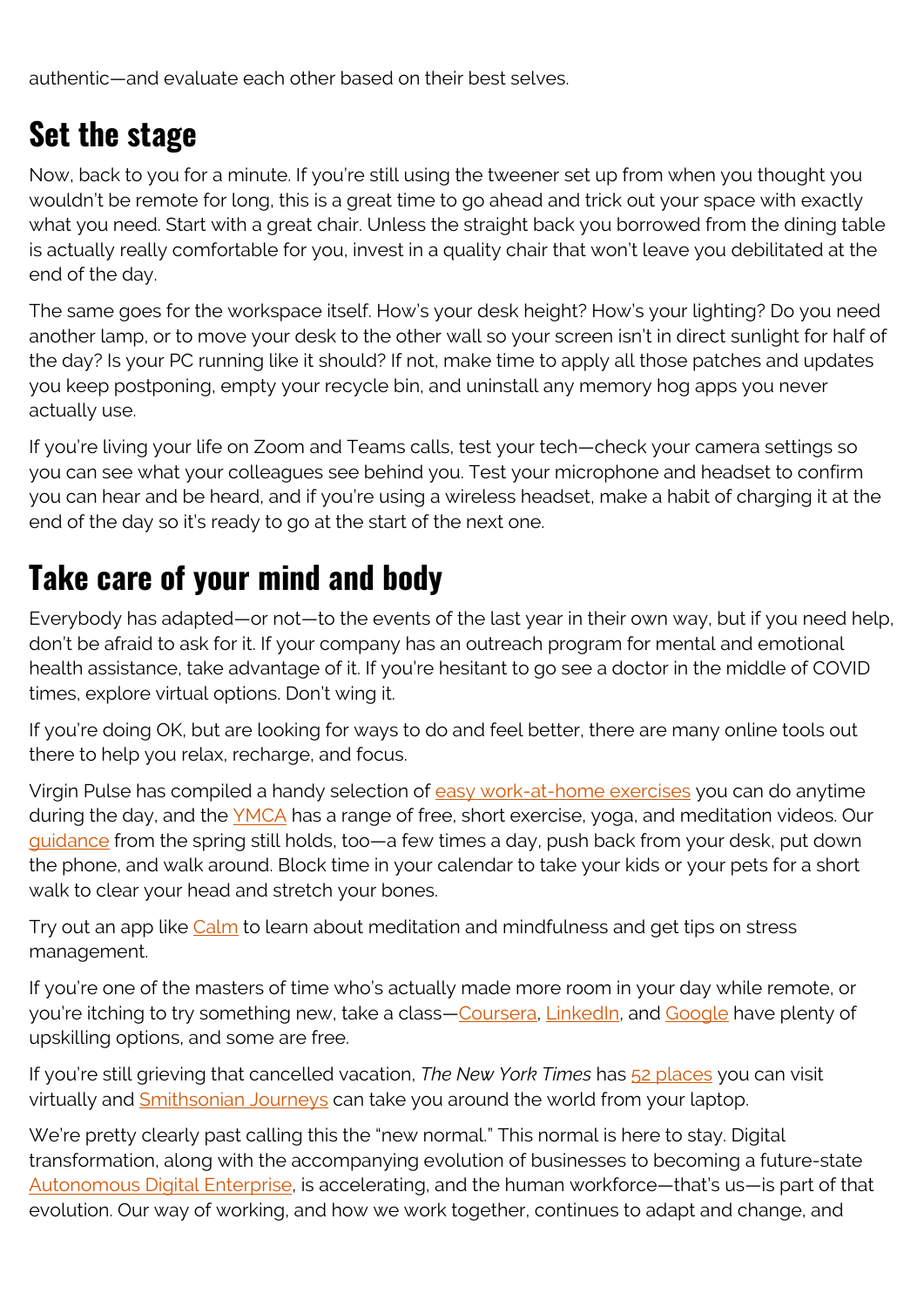authentic—and evaluate each other based on their best selves.

## Set the stage

Now, back to you for a minute. If you're still using the tweener set up from when you thought you wouldn't be remote for long, this is a great time to go ahead and trick out your space with exactly what you need. Start with a great chair. Unless the straight back you borrowed from the dining table is actually really comfortable for you, invest in a quality chair that won't leave you debilitated at the end of the day.

The same goes for the workspace itself. How's your desk height? How's your lighting? Do you need another lamp, or to move your desk to the other wall so your screen isn't in direct sunlight for half of the day? Is your PC running like it should? If not, make time to apply all those patches and updates you keep postponing, empty your recycle bin, and uninstall any memory hog apps you never actually use.

If you're living your life on Zoom and Teams calls, test your tech—check your camera settings so you can see what your colleagues see behind you. Test your microphone and headset to confirm you can hear and be heard, and if you're using a wireless headset, make a habit of charging it at the end of the day so it's ready to go at the start of the next one.

## Take care of your mind and body

Everybody has adapted—or not—to the events of the last year in their own way, but if you need help, don't be afraid to ask for it. If your company has an outreach program for mental and emotional health assistance, take advantage of it. If you're hesitant to go see a doctor in the middle of COVID times, explore virtual options. Don't wing it.

If you're doing OK, but are looking for ways to do and feel better, there are many online tools out there to help you relax, recharge, and focus.

Virgin Pulse has compiled a handy selection of easy work-at-home exercises you can do anytime during the day, and the YMCA has a range of free, short exercise, yoga, and meditation videos. Our guidance from the spring still holds, too—a few times a day, push back from your desk, put down the phone, and walk around. Block time in your calendar to take your kids or your pets for a short walk to clear your head and stretch your bones.

Try out an app like Calm to learn about meditation and mindfulness and get tips on stress management.

If you're one of the masters of time who's actually made more room in your day while remote, or you're itching to try something new, take a class—Coursera, LinkedIn, and Google have plenty of upskilling options, and some are free.

If you're still grieving that cancelled vacation, *The New York Times* has 52 places you can visit virtually and Smithsonian Journeys can take you around the world from your laptop.

We're pretty clearly past calling this the "new normal." This normal is here to stay. Digital transformation, along with the accompanying evolution of businesses to becoming a future-state Autonomous Digital Enterprise, is accelerating, and the human workforce—that's us—is part of that evolution. Our way of working, and how we work together, continues to adapt and change, and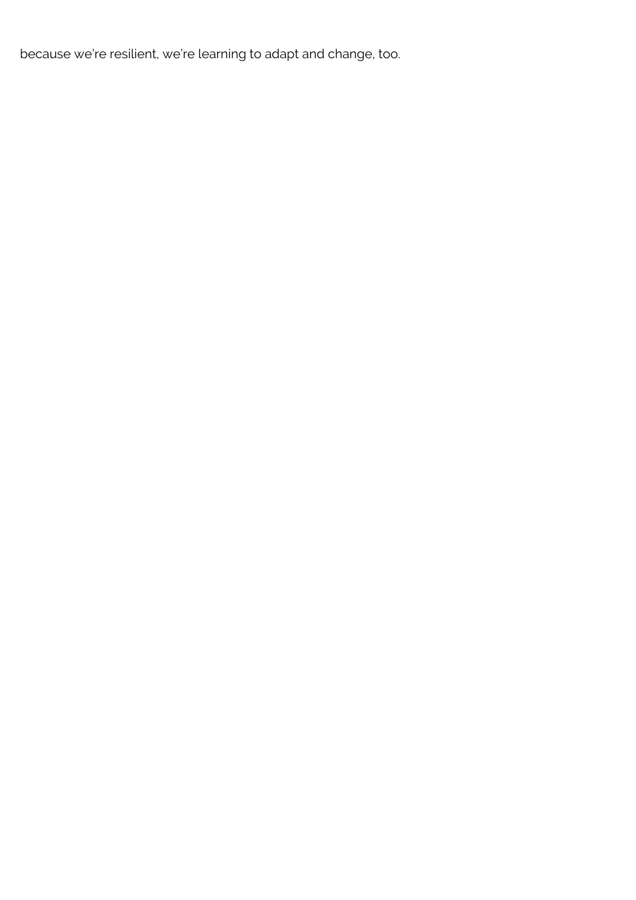because we're resilient, we're learning to adapt and change, too.